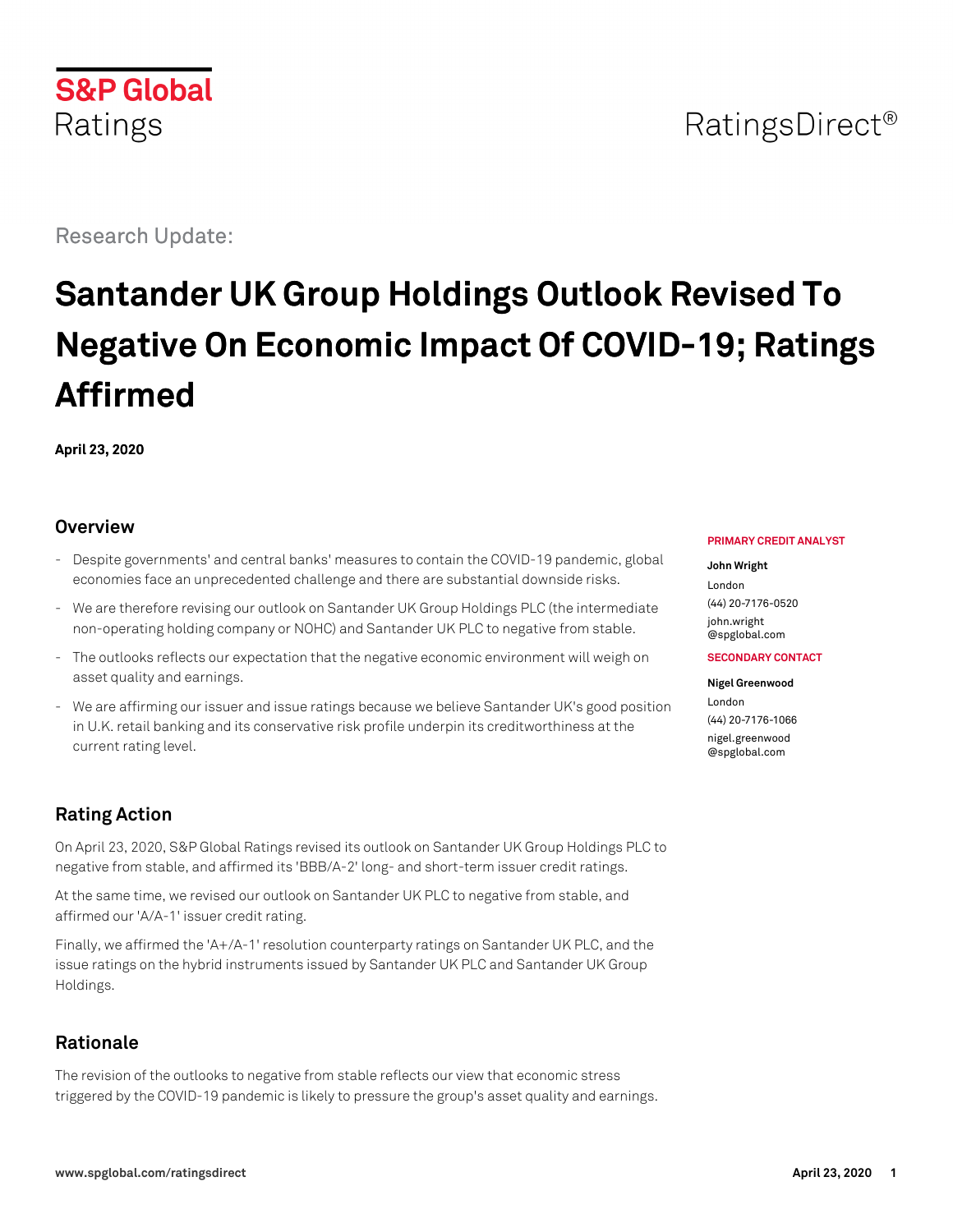S&P Global Ratings

RatingsDirect®

Research Update:

# Santander UK Group Holdings Outlook Revised To Negative On Economic Impact Of COVID-19; Ratings Affirmed

**April 23, 2020**

**PRIMARY CREDIT ANALYST**

**John Wright**
London
(44) 20-7176-0520
john.wright
@spglobal.com

**SECONDARY CONTACT**

**Nigel Greenwood**
London
(44) 20-7176-1066
nigel.greenwood
@spglobal.com

## Overview

- Despite governments' and central banks' measures to contain the COVID-19 pandemic, global economies face an unprecedented challenge and there are substantial downside risks.
- We are therefore revising our outlook on Santander UK Group Holdings PLC (the intermediate non-operating holding company or NOHC) and Santander UK PLC to negative from stable.
- The outlooks reflects our expectation that the negative economic environment will weigh on asset quality and earnings.
- We are affirming our issuer and issue ratings because we believe Santander UK's good position in U.K. retail banking and its conservative risk profile underpin its creditworthiness at the current rating level.

## Rating Action

On April 23, 2020, S&P Global Ratings revised its outlook on Santander UK Group Holdings PLC to negative from stable, and affirmed its 'BBB/A-2' long- and short-term issuer credit ratings.

At the same time, we revised our outlook on Santander UK PLC to negative from stable, and affirmed our 'A/A-1' issuer credit rating.

Finally, we affirmed the 'A+/A-1' resolution counterparty ratings on Santander UK PLC, and the issue ratings on the hybrid instruments issued by Santander UK PLC and Santander UK Group Holdings.

## Rationale

The revision of the outlooks to negative from stable reflects our view that economic stress triggered by the COVID-19 pandemic is likely to pressure the group's asset quality and earnings.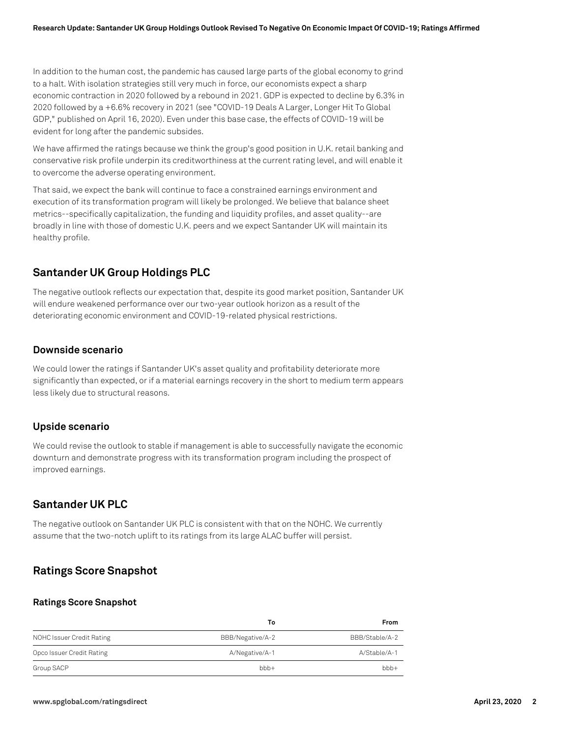In addition to the human cost, the pandemic has caused large parts of the global economy to grind to a halt. With isolation strategies still very much in force, our economists expect a sharp economic contraction in 2020 followed by a rebound in 2021. GDP is expected to decline by 6.3% in 2020 followed by a +6.6% recovery in 2021 (see "COVID-19 Deals A Larger, Longer Hit To Global GDP," published on April 16, 2020). Even under this base case, the effects of COVID-19 will be evident for long after the pandemic subsides.

We have affirmed the ratings because we think the group's good position in U.K. retail banking and conservative risk profile underpin its creditworthiness at the current rating level, and will enable it to overcome the adverse operating environment.

That said, we expect the bank will continue to face a constrained earnings environment and execution of its transformation program will likely be prolonged. We believe that balance sheet metrics--specifically capitalization, the funding and liquidity profiles, and asset quality--are broadly in line with those of domestic U.K. peers and we expect Santander UK will maintain its healthy profile.

## Santander UK Group Holdings PLC

The negative outlook reflects our expectation that, despite its good market position, Santander UK will endure weakened performance over our two-year outlook horizon as a result of the deteriorating economic environment and COVID-19-related physical restrictions.

### Downside scenario

We could lower the ratings if Santander UK's asset quality and profitability deteriorate more significantly than expected, or if a material earnings recovery in the short to medium term appears less likely due to structural reasons.

### Upside scenario

We could revise the outlook to stable if management is able to successfully navigate the economic downturn and demonstrate progress with its transformation program including the prospect of improved earnings.

## Santander UK PLC

The negative outlook on Santander UK PLC is consistent with that on the NOHC. We currently assume that the two-notch uplift to its ratings from its large ALAC buffer will persist.

## Ratings Score Snapshot

### Ratings Score Snapshot

| | To | From |
|---|---|---|
| NOHC Issuer Credit Rating | BBB/Negative/A-2 | BBB/Stable/A-2 |
| Opco Issuer Credit Rating | A/Negative/A-1 | A/Stable/A-1 |
| Group SACP | bbb+ | bbb+ |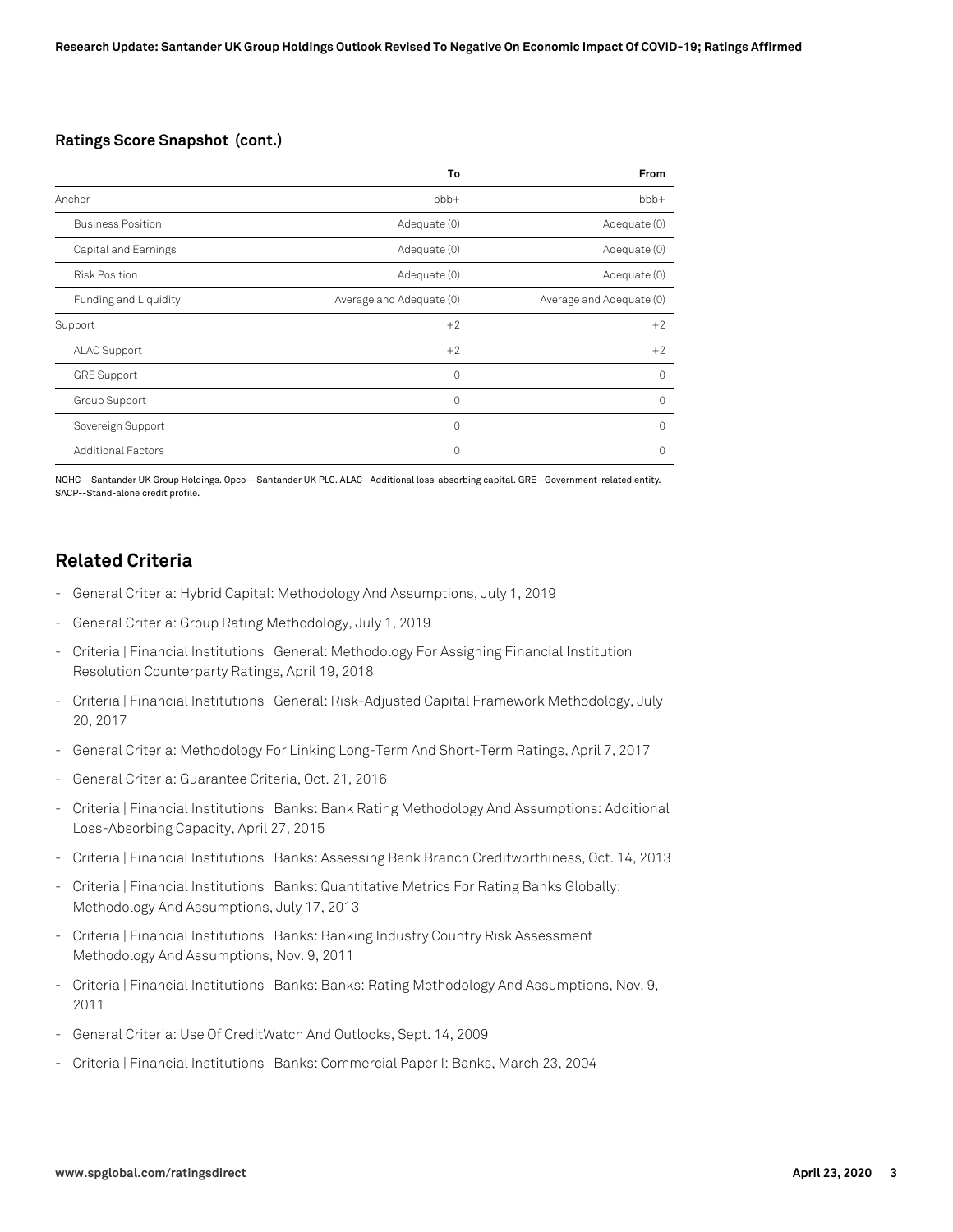### Ratings Score Snapshot (cont.)

| | To | From |
|---|---|---|
| Anchor | bbb+ | bbb+ |
| Business Position | Adequate (0) | Adequate (0) |
| Capital and Earnings | Adequate (0) | Adequate (0) |
| Risk Position | Adequate (0) | Adequate (0) |
| Funding and Liquidity | Average and Adequate (0) | Average and Adequate (0) |
| Support | +2 | +2 |
| ALAC Support | +2 | +2 |
| GRE Support | 0 | 0 |
| Group Support | 0 | 0 |
| Sovereign Support | 0 | 0 |
| Additional Factors | 0 | 0 |

NOHC—Santander UK Group Holdings. Opco—Santander UK PLC. ALAC--Additional loss-absorbing capital. GRE--Government-related entity. SACP--Stand-alone credit profile.

## Related Criteria

- General Criteria: Hybrid Capital: Methodology And Assumptions, July 1, 2019
- General Criteria: Group Rating Methodology, July 1, 2019
- Criteria | Financial Institutions | General: Methodology For Assigning Financial Institution Resolution Counterparty Ratings, April 19, 2018
- Criteria | Financial Institutions | General: Risk-Adjusted Capital Framework Methodology, July 20, 2017
- General Criteria: Methodology For Linking Long-Term And Short-Term Ratings, April 7, 2017
- General Criteria: Guarantee Criteria, Oct. 21, 2016
- Criteria | Financial Institutions | Banks: Bank Rating Methodology And Assumptions: Additional Loss-Absorbing Capacity, April 27, 2015
- Criteria | Financial Institutions | Banks: Assessing Bank Branch Creditworthiness, Oct. 14, 2013
- Criteria | Financial Institutions | Banks: Quantitative Metrics For Rating Banks Globally: Methodology And Assumptions, July 17, 2013
- Criteria | Financial Institutions | Banks: Banking Industry Country Risk Assessment Methodology And Assumptions, Nov. 9, 2011
- Criteria | Financial Institutions | Banks: Banks: Rating Methodology And Assumptions, Nov. 9, 2011
- General Criteria: Use Of CreditWatch And Outlooks, Sept. 14, 2009
- Criteria | Financial Institutions | Banks: Commercial Paper I: Banks, March 23, 2004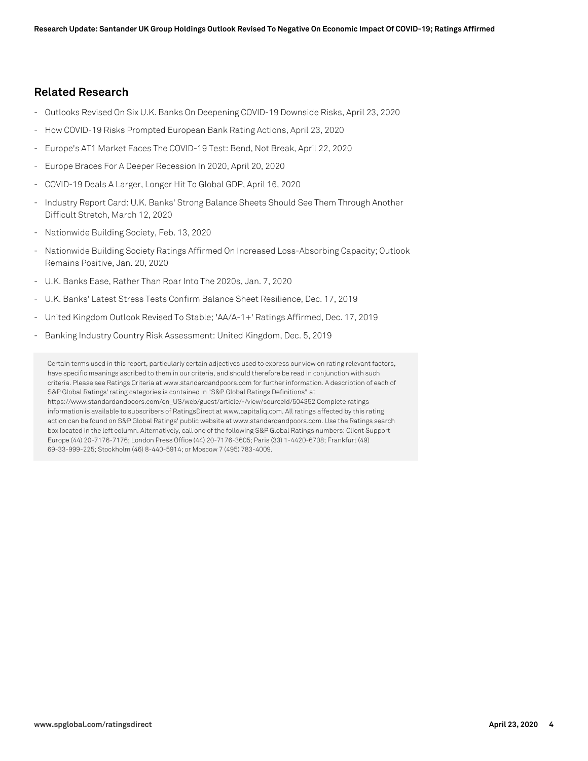## Related Research

- Outlooks Revised On Six U.K. Banks On Deepening COVID-19 Downside Risks, April 23, 2020
- How COVID-19 Risks Prompted European Bank Rating Actions, April 23, 2020
- Europe's AT1 Market Faces The COVID-19 Test: Bend, Not Break, April 22, 2020
- Europe Braces For A Deeper Recession In 2020, April 20, 2020
- COVID-19 Deals A Larger, Longer Hit To Global GDP, April 16, 2020
- Industry Report Card: U.K. Banks' Strong Balance Sheets Should See Them Through Another Difficult Stretch, March 12, 2020
- Nationwide Building Society, Feb. 13, 2020
- Nationwide Building Society Ratings Affirmed On Increased Loss-Absorbing Capacity; Outlook Remains Positive, Jan. 20, 2020
- U.K. Banks Ease, Rather Than Roar Into The 2020s, Jan. 7, 2020
- U.K. Banks' Latest Stress Tests Confirm Balance Sheet Resilience, Dec. 17, 2019
- United Kingdom Outlook Revised To Stable; 'AA/A-1+' Ratings Affirmed, Dec. 17, 2019
- Banking Industry Country Risk Assessment: United Kingdom, Dec. 5, 2019

Certain terms used in this report, particularly certain adjectives used to express our view on rating relevant factors, have specific meanings ascribed to them in our criteria, and should therefore be read in conjunction with such criteria. Please see Ratings Criteria at www.standardandpoors.com for further information. A description of each of S&P Global Ratings' rating categories is contained in "S&P Global Ratings Definitions" at https://www.standardandpoors.com/en_US/web/guest/article/-/view/sourceId/504352 Complete ratings information is available to subscribers of RatingsDirect at www.capitaliq.com. All ratings affected by this rating action can be found on S&P Global Ratings' public website at www.standardandpoors.com. Use the Ratings search box located in the left column. Alternatively, call one of the following S&P Global Ratings numbers: Client Support Europe (44) 20-7176-7176; London Press Office (44) 20-7176-3605; Paris (33) 1-4420-6708; Frankfurt (49) 69-33-999-225; Stockholm (46) 8-440-5914; or Moscow 7 (495) 783-4009.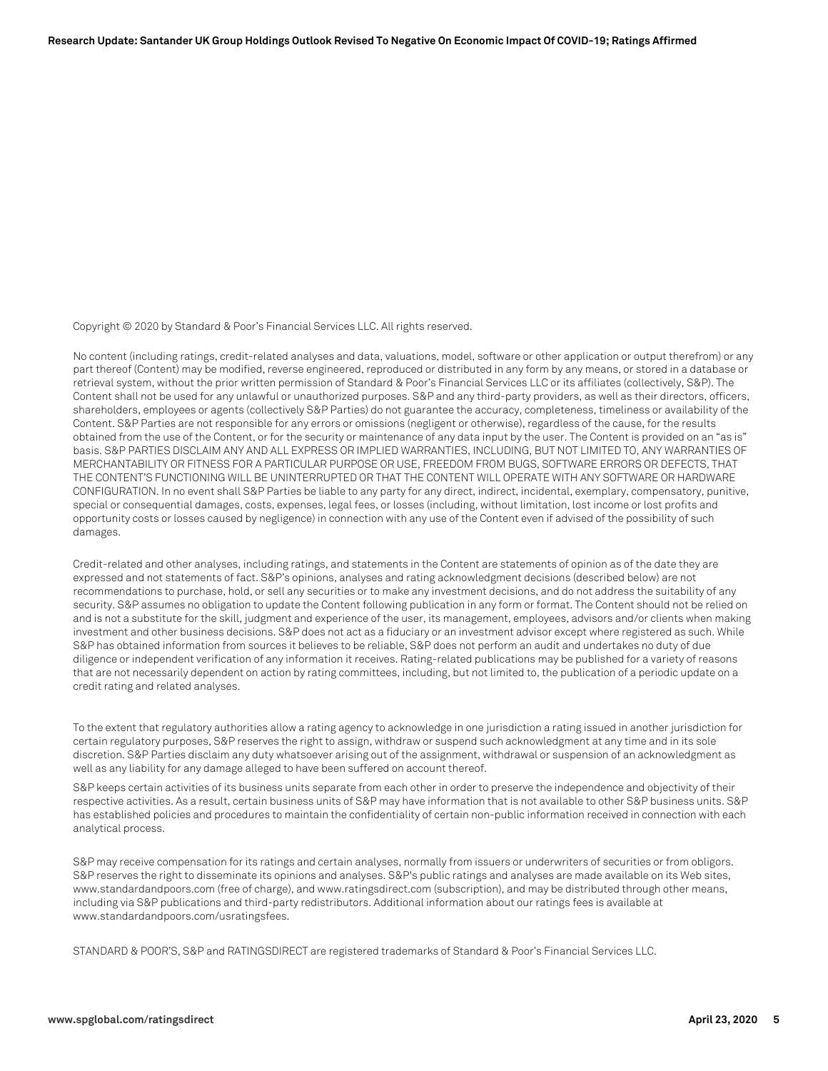Copyright © 2020 by Standard & Poor's Financial Services LLC. All rights reserved.

No content (including ratings, credit-related analyses and data, valuations, model, software or other application or output therefrom) or any part thereof (Content) may be modified, reverse engineered, reproduced or distributed in any form by any means, or stored in a database or retrieval system, without the prior written permission of Standard & Poor's Financial Services LLC or its affiliates (collectively, S&P). The Content shall not be used for any unlawful or unauthorized purposes. S&P and any third-party providers, as well as their directors, officers, shareholders, employees or agents (collectively S&P Parties) do not guarantee the accuracy, completeness, timeliness or availability of the Content. S&P Parties are not responsible for any errors or omissions (negligent or otherwise), regardless of the cause, for the results obtained from the use of the Content, or for the security or maintenance of any data input by the user. The Content is provided on an "as is" basis. S&P PARTIES DISCLAIM ANY AND ALL EXPRESS OR IMPLIED WARRANTIES, INCLUDING, BUT NOT LIMITED TO, ANY WARRANTIES OF MERCHANTABILITY OR FITNESS FOR A PARTICULAR PURPOSE OR USE, FREEDOM FROM BUGS, SOFTWARE ERRORS OR DEFECTS, THAT THE CONTENT'S FUNCTIONING WILL BE UNINTERRUPTED OR THAT THE CONTENT WILL OPERATE WITH ANY SOFTWARE OR HARDWARE CONFIGURATION. In no event shall S&P Parties be liable to any party for any direct, indirect, incidental, exemplary, compensatory, punitive, special or consequential damages, costs, expenses, legal fees, or losses (including, without limitation, lost income or lost profits and opportunity costs or losses caused by negligence) in connection with any use of the Content even if advised of the possibility of such damages.

Credit-related and other analyses, including ratings, and statements in the Content are statements of opinion as of the date they are expressed and not statements of fact. S&P's opinions, analyses and rating acknowledgment decisions (described below) are not recommendations to purchase, hold, or sell any securities or to make any investment decisions, and do not address the suitability of any security. S&P assumes no obligation to update the Content following publication in any form or format. The Content should not be relied on and is not a substitute for the skill, judgment and experience of the user, its management, employees, advisors and/or clients when making investment and other business decisions. S&P does not act as a fiduciary or an investment advisor except where registered as such. While S&P has obtained information from sources it believes to be reliable, S&P does not perform an audit and undertakes no duty of due diligence or independent verification of any information it receives. Rating-related publications may be published for a variety of reasons that are not necessarily dependent on action by rating committees, including, but not limited to, the publication of a periodic update on a credit rating and related analyses.

To the extent that regulatory authorities allow a rating agency to acknowledge in one jurisdiction a rating issued in another jurisdiction for certain regulatory purposes, S&P reserves the right to assign, withdraw or suspend such acknowledgment at any time and in its sole discretion. S&P Parties disclaim any duty whatsoever arising out of the assignment, withdrawal or suspension of an acknowledgment as well as any liability for any damage alleged to have been suffered on account thereof.

S&P keeps certain activities of its business units separate from each other in order to preserve the independence and objectivity of their respective activities. As a result, certain business units of S&P may have information that is not available to other S&P business units. S&P has established policies and procedures to maintain the confidentiality of certain non-public information received in connection with each analytical process.

S&P may receive compensation for its ratings and certain analyses, normally from issuers or underwriters of securities or from obligors. S&P reserves the right to disseminate its opinions and analyses. S&P's public ratings and analyses are made available on its Web sites, www.standardandpoors.com (free of charge), and www.ratingsdirect.com (subscription), and may be distributed through other means, including via S&P publications and third-party redistributors. Additional information about our ratings fees is available at www.standardandpoors.com/usratingsfees.

STANDARD & POOR'S, S&P and RATINGSDIRECT are registered trademarks of Standard & Poor's Financial Services LLC.